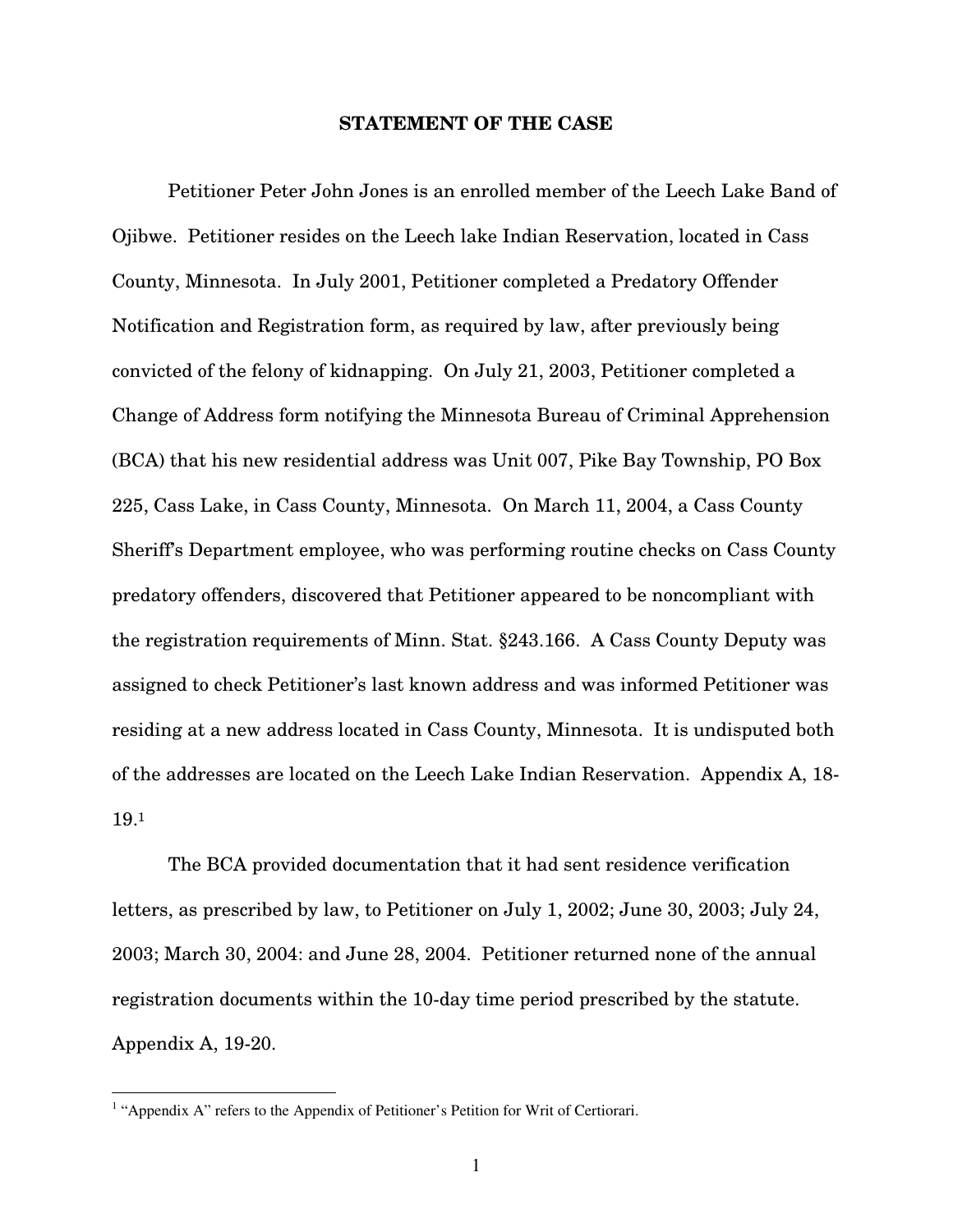## STATEMENT OF THE CASE

Petitioner Peter John Jones is an enrolled member of the Leech Lake Band of Ojibwe. Petitioner resides on the Leech lake Indian Reservation, located in Cass County, Minnesota. In July 2001, Petitioner completed a Predatory Offender Notification and Registration form, as required by law, after previously being convicted of the felony of kidnapping. On July 21, 2003, Petitioner completed a Change of Address form notifying the Minnesota Bureau of Criminal Apprehension (BCA) that his new residential address was Unit 007, Pike Bay Township, PO Box 225, Cass Lake, in Cass County, Minnesota. On March 11, 2004, a Cass County Sheriff's Department employee, who was performing routine checks on Cass County predatory offenders, discovered that Petitioner appeared to be noncompliant with the registration requirements of Minn. Stat. §243.166. A Cass County Deputy was assigned to check Petitioner's last known address and was informed Petitioner was residing at a new address located in Cass County, Minnesota. It is undisputed both of the addresses are located on the Leech Lake Indian Reservation. Appendix A, 18-19.[1]

The BCA provided documentation that it had sent residence verification letters, as prescribed by law, to Petitioner on July 1, 2002; June 30, 2003; July 24, 2003; March 30, 2004: and June 28, 2004. Petitioner returned none of the annual registration documents within the 10-day time period prescribed by the statute. Appendix A, 19-20.

---

[1] "Appendix A" refers to the Appendix of Petitioner's Petition for Writ of Certiorari.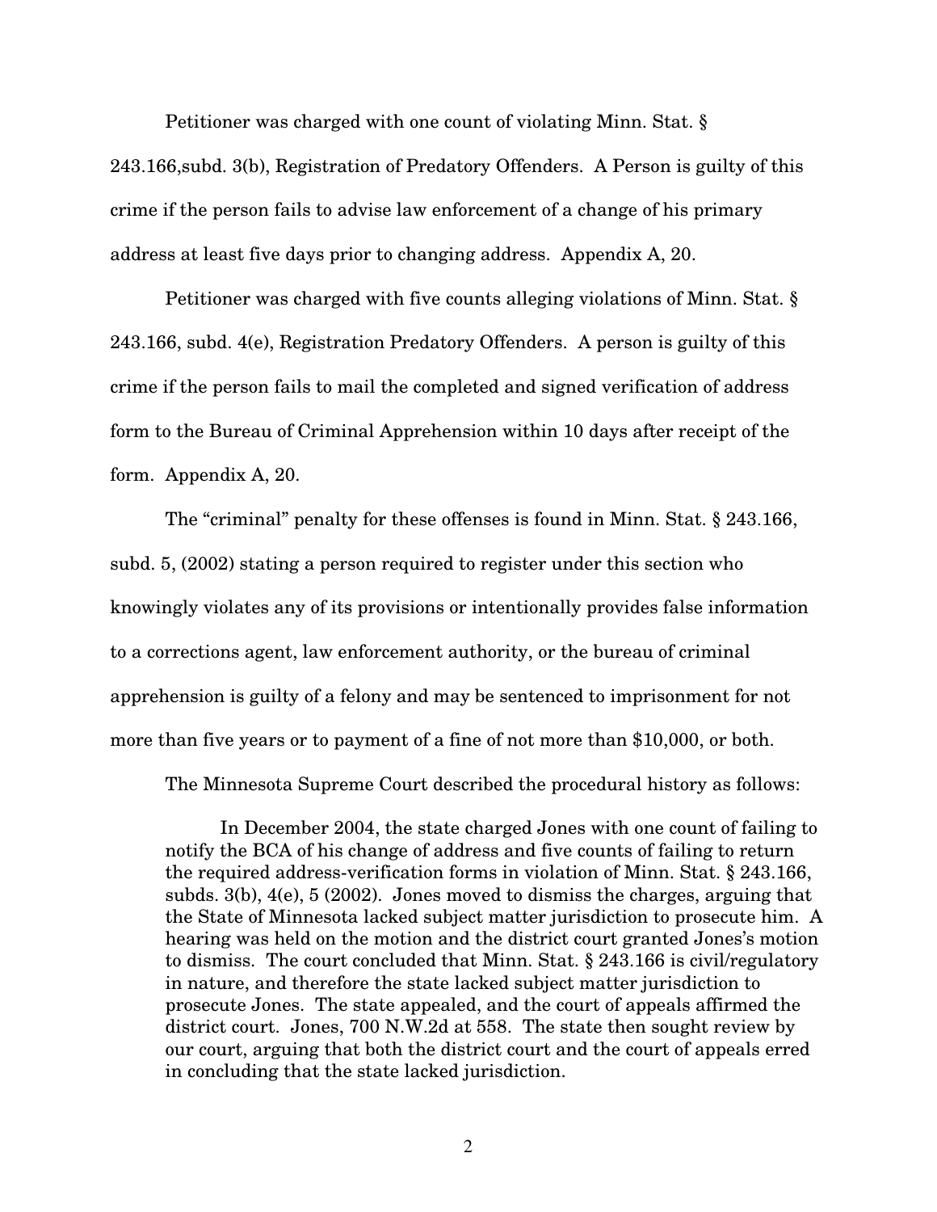Petitioner was charged with one count of violating Minn. Stat. § 243.166,subd. 3(b), Registration of Predatory Offenders. A Person is guilty of this crime if the person fails to advise law enforcement of a change of his primary address at least five days prior to changing address. Appendix A, 20.

Petitioner was charged with five counts alleging violations of Minn. Stat. § 243.166, subd. 4(e), Registration Predatory Offenders. A person is guilty of this crime if the person fails to mail the completed and signed verification of address form to the Bureau of Criminal Apprehension within 10 days after receipt of the form. Appendix A, 20.

The "criminal" penalty for these offenses is found in Minn. Stat. § 243.166, subd. 5, (2002) stating a person required to register under this section who knowingly violates any of its provisions or intentionally provides false information to a corrections agent, law enforcement authority, or the bureau of criminal apprehension is guilty of a felony and may be sentenced to imprisonment for not more than five years or to payment of a fine of not more than $10,000, or both.

The Minnesota Supreme Court described the procedural history as follows:

> In December 2004, the state charged Jones with one count of failing to notify the BCA of his change of address and five counts of failing to return the required address-verification forms in violation of Minn. Stat. § 243.166, subds. 3(b), 4(e), 5 (2002). Jones moved to dismiss the charges, arguing that the State of Minnesota lacked subject matter jurisdiction to prosecute him. A hearing was held on the motion and the district court granted Jones's motion to dismiss. The court concluded that Minn. Stat. § 243.166 is civil/regulatory in nature, and therefore the state lacked subject matter jurisdiction to prosecute Jones. The state appealed, and the court of appeals affirmed the district court. Jones, 700 N.W.2d at 558. The state then sought review by our court, arguing that both the district court and the court of appeals erred in concluding that the state lacked jurisdiction.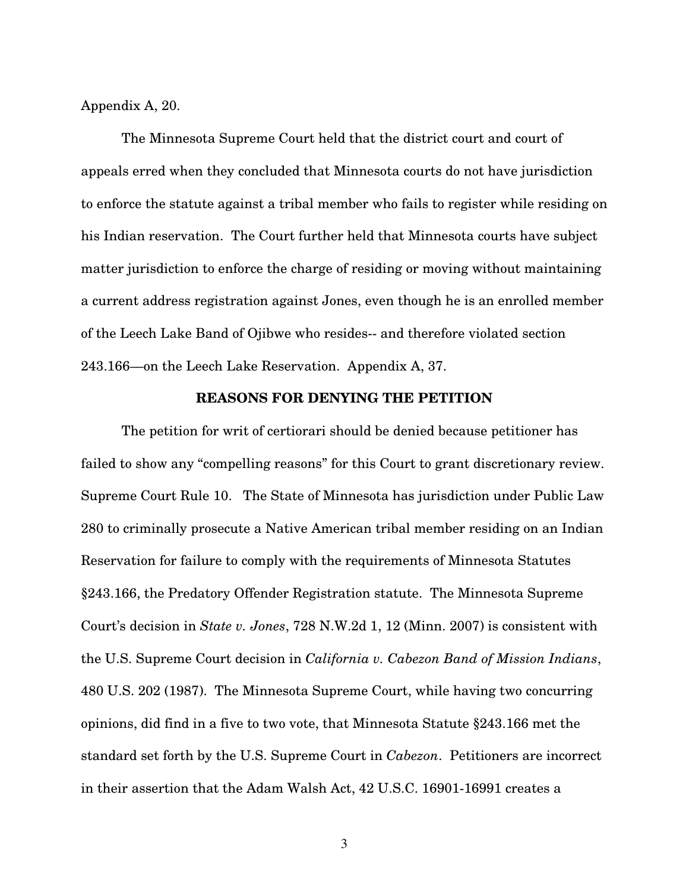Appendix A, 20.

The Minnesota Supreme Court held that the district court and court of appeals erred when they concluded that Minnesota courts do not have jurisdiction to enforce the statute against a tribal member who fails to register while residing on his Indian reservation. The Court further held that Minnesota courts have subject matter jurisdiction to enforce the charge of residing or moving without maintaining a current address registration against Jones, even though he is an enrolled member of the Leech Lake Band of Ojibwe who resides-- and therefore violated section 243.166—on the Leech Lake Reservation. Appendix A, 37.

## REASONS FOR DENYING THE PETITION

The petition for writ of certiorari should be denied because petitioner has failed to show any "compelling reasons" for this Court to grant discretionary review. Supreme Court Rule 10. The State of Minnesota has jurisdiction under Public Law 280 to criminally prosecute a Native American tribal member residing on an Indian Reservation for failure to comply with the requirements of Minnesota Statutes §243.166, the Predatory Offender Registration statute. The Minnesota Supreme Court's decision in *State v. Jones*, 728 N.W.2d 1, 12 (Minn. 2007) is consistent with the U.S. Supreme Court decision in *California v. Cabezon Band of Mission Indians*, 480 U.S. 202 (1987). The Minnesota Supreme Court, while having two concurring opinions, did find in a five to two vote, that Minnesota Statute §243.166 met the standard set forth by the U.S. Supreme Court in *Cabezon*. Petitioners are incorrect in their assertion that the Adam Walsh Act, 42 U.S.C. 16901-16991 creates a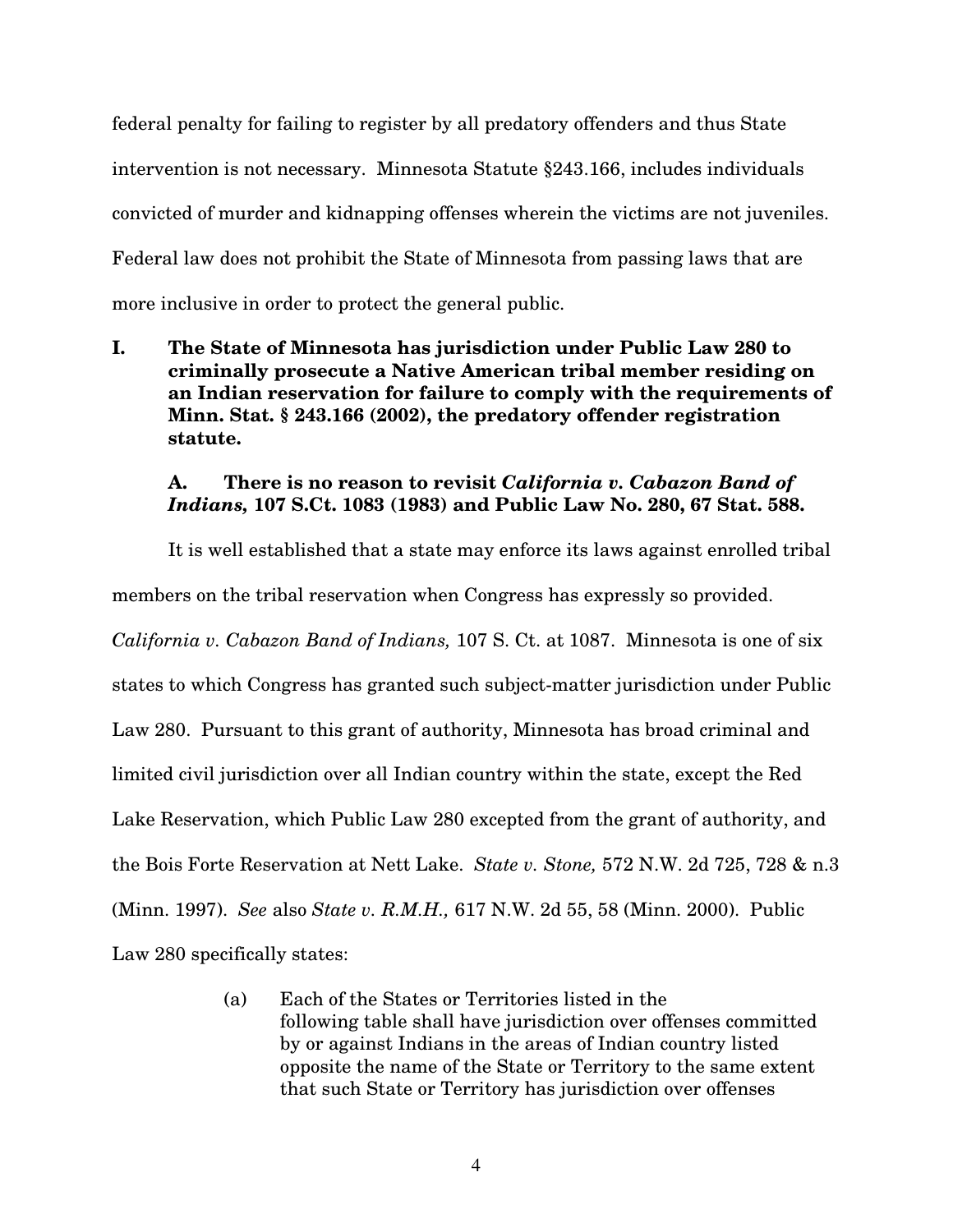federal penalty for failing to register by all predatory offenders and thus State intervention is not necessary. Minnesota Statute §243.166, includes individuals convicted of murder and kidnapping offenses wherein the victims are not juveniles. Federal law does not prohibit the State of Minnesota from passing laws that are more inclusive in order to protect the general public.

## I. The State of Minnesota has jurisdiction under Public Law 280 to criminally prosecute a Native American tribal member residing on an Indian reservation for failure to comply with the requirements of Minn. Stat. § 243.166 (2002), the predatory offender registration statute.

### A. There is no reason to revisit *California v. Cabazon Band of Indians,* 107 S.Ct. 1083 (1983) and Public Law No. 280, 67 Stat. 588.

It is well established that a state may enforce its laws against enrolled tribal members on the tribal reservation when Congress has expressly so provided. *California v. Cabazon Band of Indians,* 107 S. Ct. at 1087. Minnesota is one of six states to which Congress has granted such subject-matter jurisdiction under Public Law 280. Pursuant to this grant of authority, Minnesota has broad criminal and limited civil jurisdiction over all Indian country within the state, except the Red Lake Reservation, which Public Law 280 excepted from the grant of authority, and the Bois Forte Reservation at Nett Lake. *State v. Stone,* 572 N.W. 2d 725, 728 & n.3 (Minn. 1997). *See* also *State v. R.M.H.,* 617 N.W. 2d 55, 58 (Minn. 2000). Public Law 280 specifically states:

> (a) Each of the States or Territories listed in the following table shall have jurisdiction over offenses committed by or against Indians in the areas of Indian country listed opposite the name of the State or Territory to the same extent that such State or Territory has jurisdiction over offenses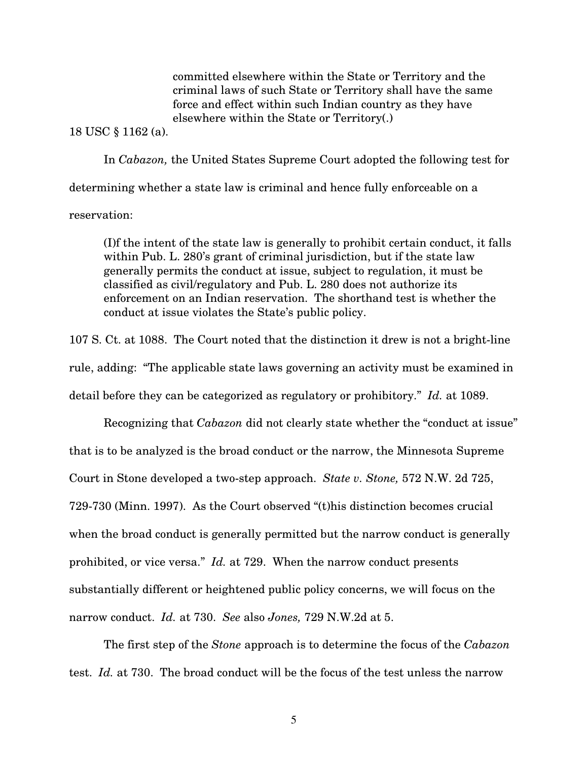> committed elsewhere within the State or Territory and the criminal laws of such State or Territory shall have the same force and effect within such Indian country as they have elsewhere within the State or Territory(.)

18 USC § 1162 (a).

In *Cabazon,* the United States Supreme Court adopted the following test for determining whether a state law is criminal and hence fully enforceable on a reservation:

> (I)f the intent of the state law is generally to prohibit certain conduct, it falls within Pub. L. 280's grant of criminal jurisdiction, but if the state law generally permits the conduct at issue, subject to regulation, it must be classified as civil/regulatory and Pub. L. 280 does not authorize its enforcement on an Indian reservation. The shorthand test is whether the conduct at issue violates the State's public policy.

107 S. Ct. at 1088. The Court noted that the distinction it drew is not a bright-line rule, adding: "The applicable state laws governing an activity must be examined in detail before they can be categorized as regulatory or prohibitory." *Id.* at 1089.

Recognizing that *Cabazon* did not clearly state whether the "conduct at issue" that is to be analyzed is the broad conduct or the narrow, the Minnesota Supreme Court in Stone developed a two-step approach. *State v. Stone,* 572 N.W. 2d 725, 729-730 (Minn. 1997). As the Court observed "(t)his distinction becomes crucial when the broad conduct is generally permitted but the narrow conduct is generally prohibited, or vice versa." *Id.* at 729. When the narrow conduct presents substantially different or heightened public policy concerns, we will focus on the narrow conduct. *Id.* at 730. *See* also *Jones,* 729 N.W.2d at 5.

The first step of the *Stone* approach is to determine the focus of the *Cabazon* test. *Id.* at 730. The broad conduct will be the focus of the test unless the narrow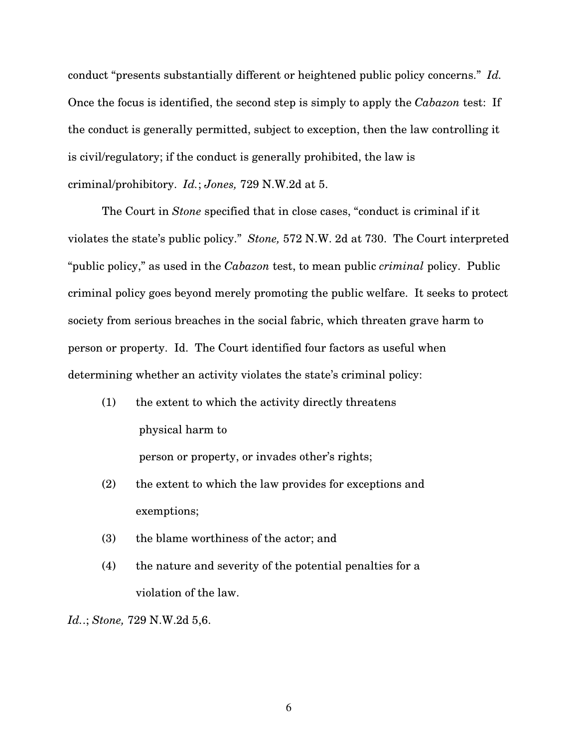conduct "presents substantially different or heightened public policy concerns." *Id.* Once the focus is identified, the second step is simply to apply the *Cabazon* test: If the conduct is generally permitted, subject to exception, then the law controlling it is civil/regulatory; if the conduct is generally prohibited, the law is criminal/prohibitory. *Id.*; *Jones,* 729 N.W.2d at 5.

The Court in *Stone* specified that in close cases, "conduct is criminal if it violates the state's public policy." *Stone,* 572 N.W. 2d at 730. The Court interpreted "public policy," as used in the *Cabazon* test, to mean public *criminal* policy. Public criminal policy goes beyond merely promoting the public welfare. It seeks to protect society from serious breaches in the social fabric, which threaten grave harm to person or property. Id. The Court identified four factors as useful when determining whether an activity violates the state's criminal policy:

(1) the extent to which the activity directly threatens physical harm to person or property, or invades other's rights;

(2) the extent to which the law provides for exceptions and exemptions;

(3) the blame worthiness of the actor; and

(4) the nature and severity of the potential penalties for a violation of the law.

*Id.*.; *Stone,* 729 N.W.2d 5,6.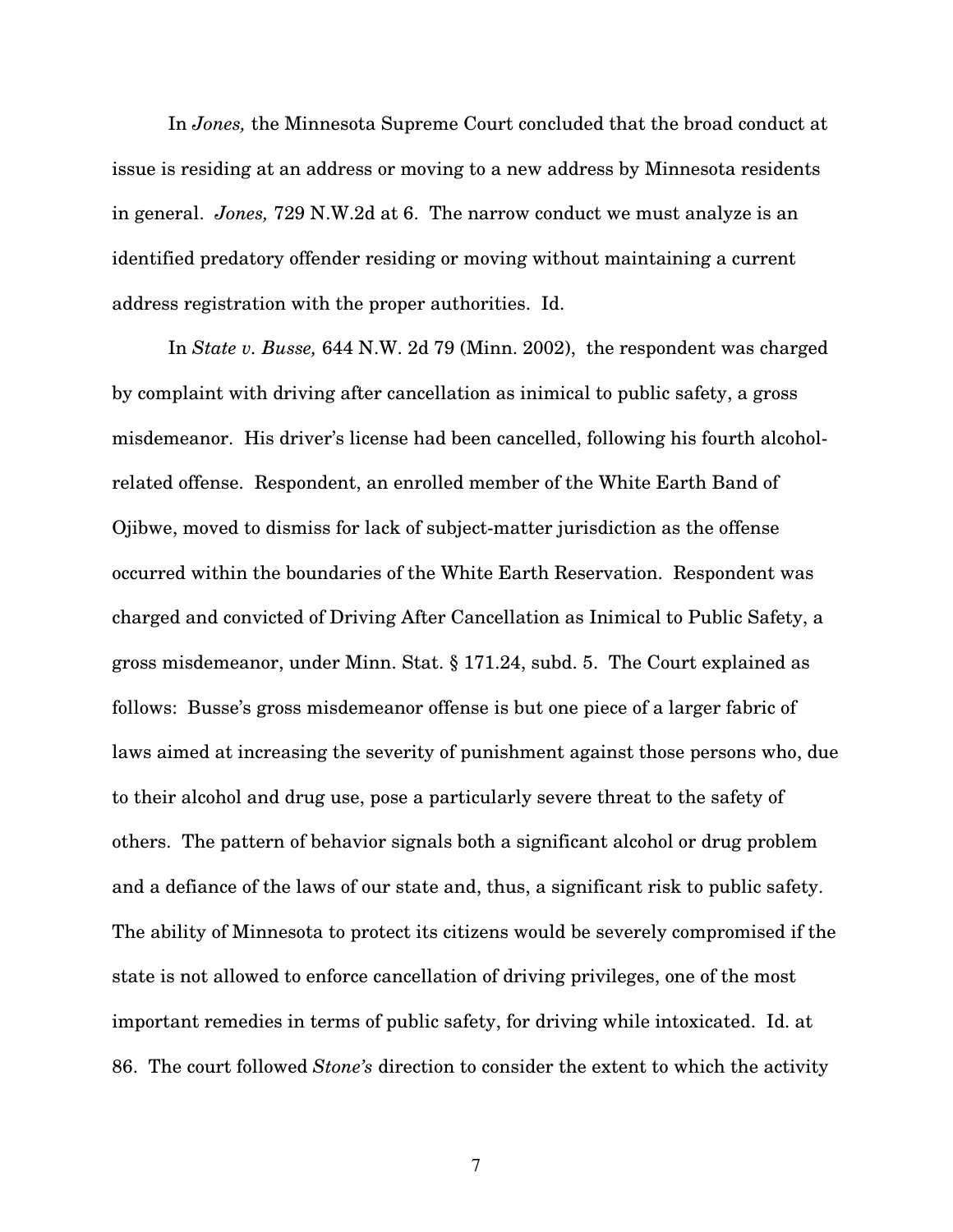In *Jones,* the Minnesota Supreme Court concluded that the broad conduct at issue is residing at an address or moving to a new address by Minnesota residents in general. *Jones,* 729 N.W.2d at 6. The narrow conduct we must analyze is an identified predatory offender residing or moving without maintaining a current address registration with the proper authorities. Id.

In *State v. Busse,* 644 N.W. 2d 79 (Minn. 2002), the respondent was charged by complaint with driving after cancellation as inimical to public safety, a gross misdemeanor. His driver's license had been cancelled, following his fourth alcohol-related offense. Respondent, an enrolled member of the White Earth Band of Ojibwe, moved to dismiss for lack of subject-matter jurisdiction as the offense occurred within the boundaries of the White Earth Reservation. Respondent was charged and convicted of Driving After Cancellation as Inimical to Public Safety, a gross misdemeanor, under Minn. Stat. § 171.24, subd. 5. The Court explained as follows: Busse's gross misdemeanor offense is but one piece of a larger fabric of laws aimed at increasing the severity of punishment against those persons who, due to their alcohol and drug use, pose a particularly severe threat to the safety of others. The pattern of behavior signals both a significant alcohol or drug problem and a defiance of the laws of our state and, thus, a significant risk to public safety. The ability of Minnesota to protect its citizens would be severely compromised if the state is not allowed to enforce cancellation of driving privileges, one of the most important remedies in terms of public safety, for driving while intoxicated. Id. at 86. The court followed *Stone's* direction to consider the extent to which the activity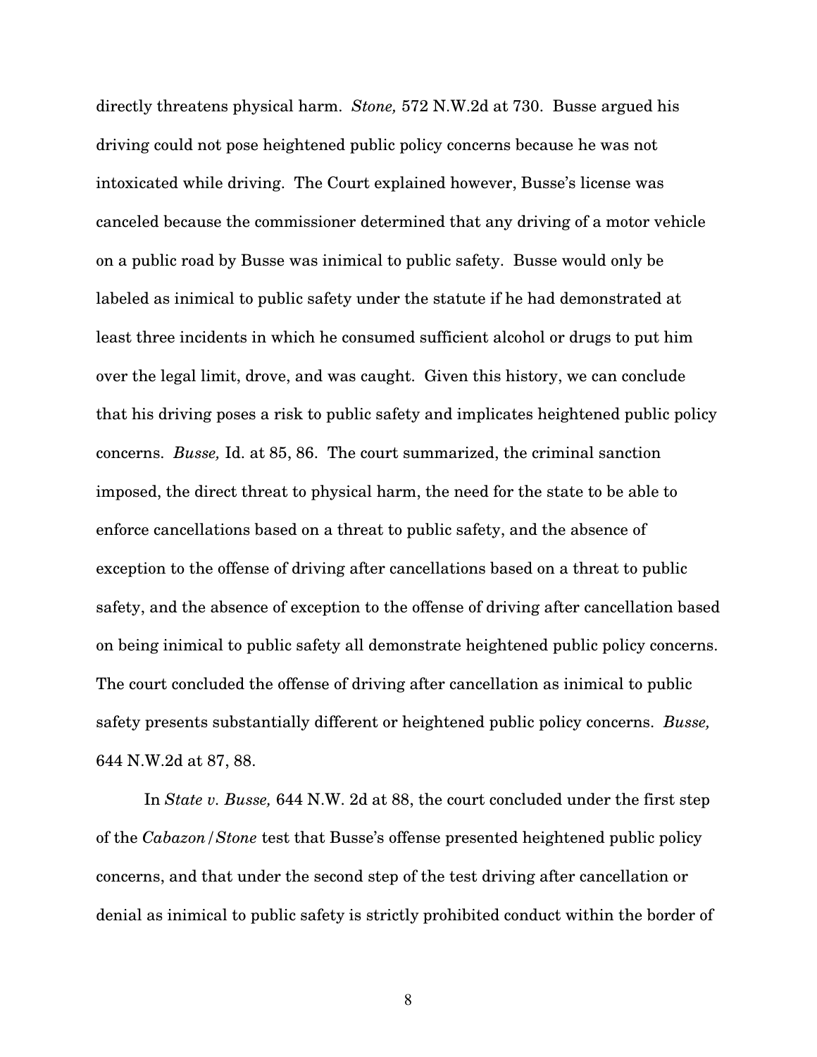directly threatens physical harm. *Stone,* 572 N.W.2d at 730. Busse argued his driving could not pose heightened public policy concerns because he was not intoxicated while driving. The Court explained however, Busse's license was canceled because the commissioner determined that any driving of a motor vehicle on a public road by Busse was inimical to public safety. Busse would only be labeled as inimical to public safety under the statute if he had demonstrated at least three incidents in which he consumed sufficient alcohol or drugs to put him over the legal limit, drove, and was caught. Given this history, we can conclude that his driving poses a risk to public safety and implicates heightened public policy concerns. *Busse,* Id. at 85, 86. The court summarized, the criminal sanction imposed, the direct threat to physical harm, the need for the state to be able to enforce cancellations based on a threat to public safety, and the absence of exception to the offense of driving after cancellations based on a threat to public safety, and the absence of exception to the offense of driving after cancellation based on being inimical to public safety all demonstrate heightened public policy concerns. The court concluded the offense of driving after cancellation as inimical to public safety presents substantially different or heightened public policy concerns. *Busse,* 644 N.W.2d at 87, 88.

In *State v. Busse,* 644 N.W. 2d at 88, the court concluded under the first step of the *Cabazon/Stone* test that Busse's offense presented heightened public policy concerns, and that under the second step of the test driving after cancellation or denial as inimical to public safety is strictly prohibited conduct within the border of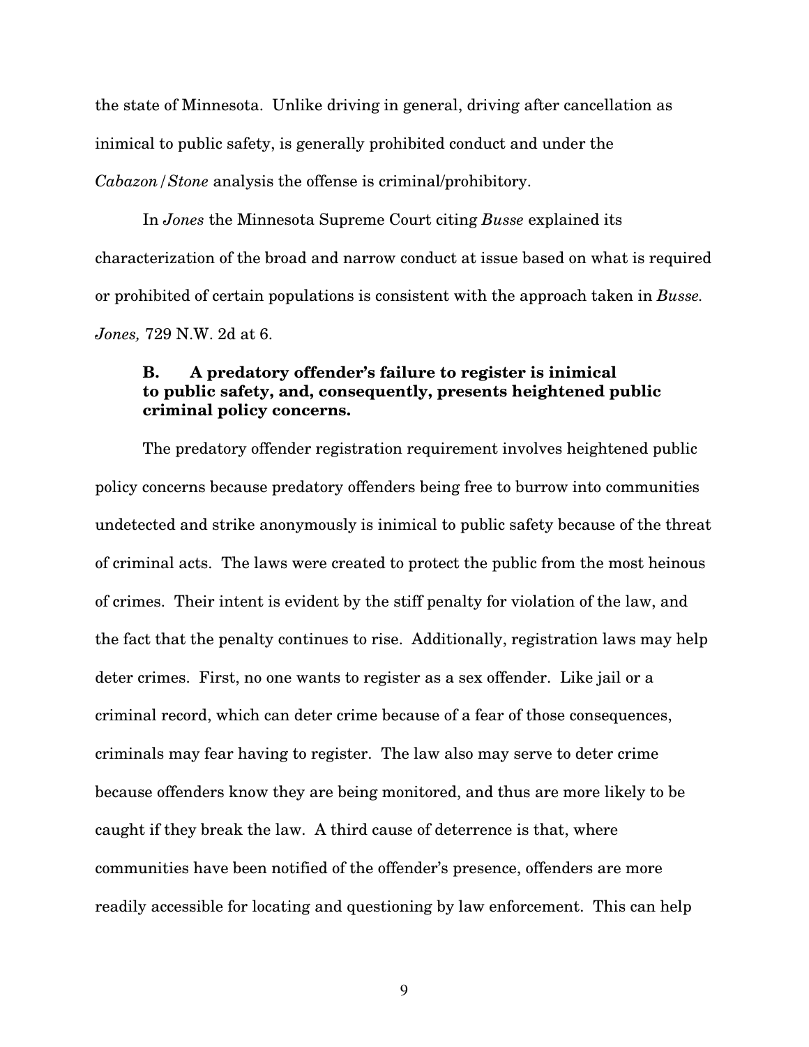the state of Minnesota. Unlike driving in general, driving after cancellation as inimical to public safety, is generally prohibited conduct and under the *Cabazon/Stone* analysis the offense is criminal/prohibitory.

In *Jones* the Minnesota Supreme Court citing *Busse* explained its characterization of the broad and narrow conduct at issue based on what is required or prohibited of certain populations is consistent with the approach taken in *Busse. Jones,* 729 N.W. 2d at 6.

### B. A predatory offender's failure to register is inimical to public safety, and, consequently, presents heightened public criminal policy concerns.

The predatory offender registration requirement involves heightened public policy concerns because predatory offenders being free to burrow into communities undetected and strike anonymously is inimical to public safety because of the threat of criminal acts. The laws were created to protect the public from the most heinous of crimes. Their intent is evident by the stiff penalty for violation of the law, and the fact that the penalty continues to rise. Additionally, registration laws may help deter crimes. First, no one wants to register as a sex offender. Like jail or a criminal record, which can deter crime because of a fear of those consequences, criminals may fear having to register. The law also may serve to deter crime because offenders know they are being monitored, and thus are more likely to be caught if they break the law. A third cause of deterrence is that, where communities have been notified of the offender's presence, offenders are more readily accessible for locating and questioning by law enforcement. This can help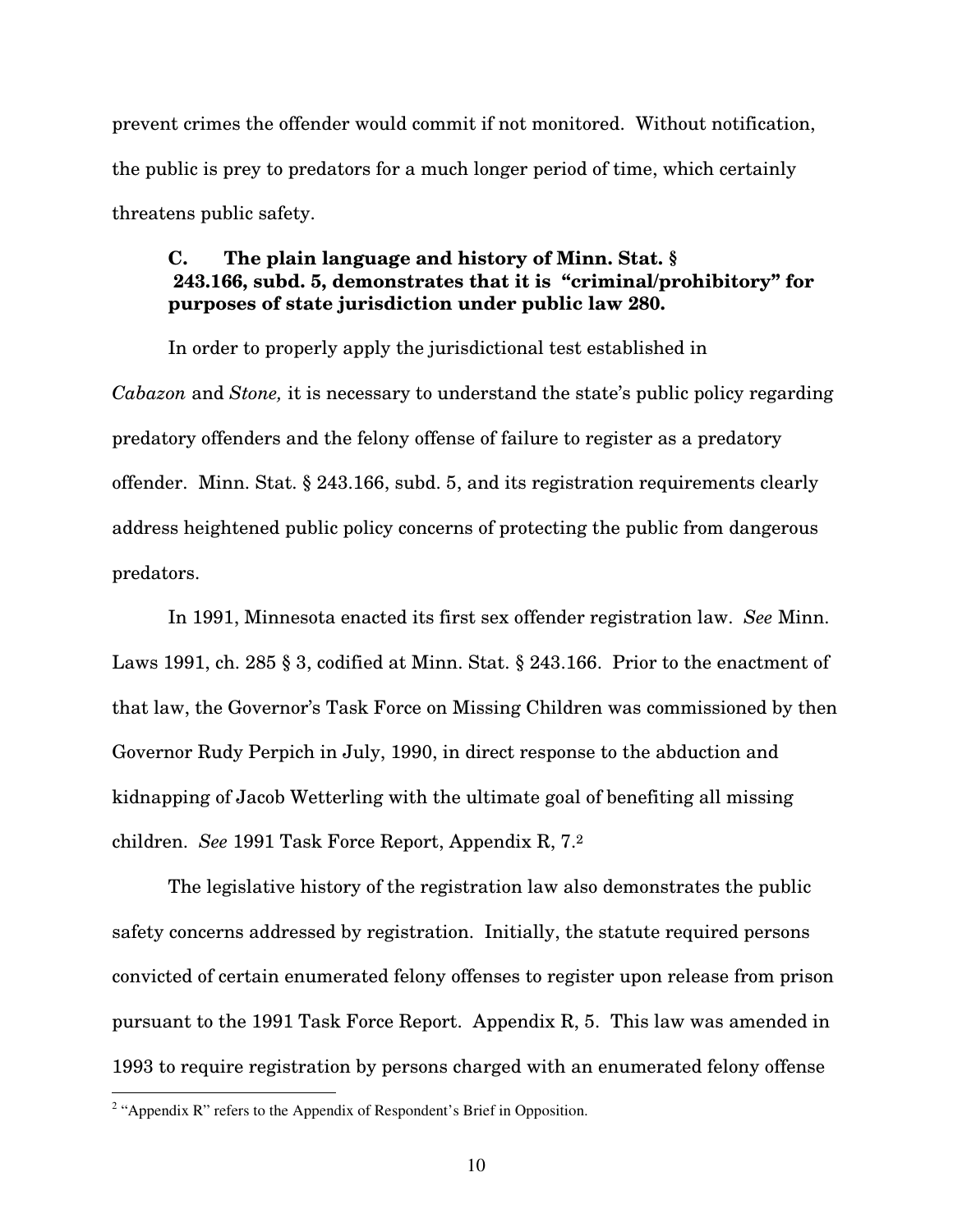prevent crimes the offender would commit if not monitored. Without notification, the public is prey to predators for a much longer period of time, which certainly threatens public safety.

### C. The plain language and history of Minn. Stat. § 243.166, subd. 5, demonstrates that it is "criminal/prohibitory" for purposes of state jurisdiction under public law 280.

In order to properly apply the jurisdictional test established in *Cabazon* and *Stone,* it is necessary to understand the state's public policy regarding predatory offenders and the felony offense of failure to register as a predatory offender. Minn. Stat. § 243.166, subd. 5, and its registration requirements clearly address heightened public policy concerns of protecting the public from dangerous predators.

In 1991, Minnesota enacted its first sex offender registration law. *See* Minn. Laws 1991, ch. 285 § 3, codified at Minn. Stat. § 243.166. Prior to the enactment of that law, the Governor's Task Force on Missing Children was commissioned by then Governor Rudy Perpich in July, 1990, in direct response to the abduction and kidnapping of Jacob Wetterling with the ultimate goal of benefiting all missing children. *See* 1991 Task Force Report, Appendix R, 7.[2]

The legislative history of the registration law also demonstrates the public safety concerns addressed by registration. Initially, the statute required persons convicted of certain enumerated felony offenses to register upon release from prison pursuant to the 1991 Task Force Report. Appendix R, 5. This law was amended in 1993 to require registration by persons charged with an enumerated felony offense

[2] "Appendix R" refers to the Appendix of Respondent's Brief in Opposition.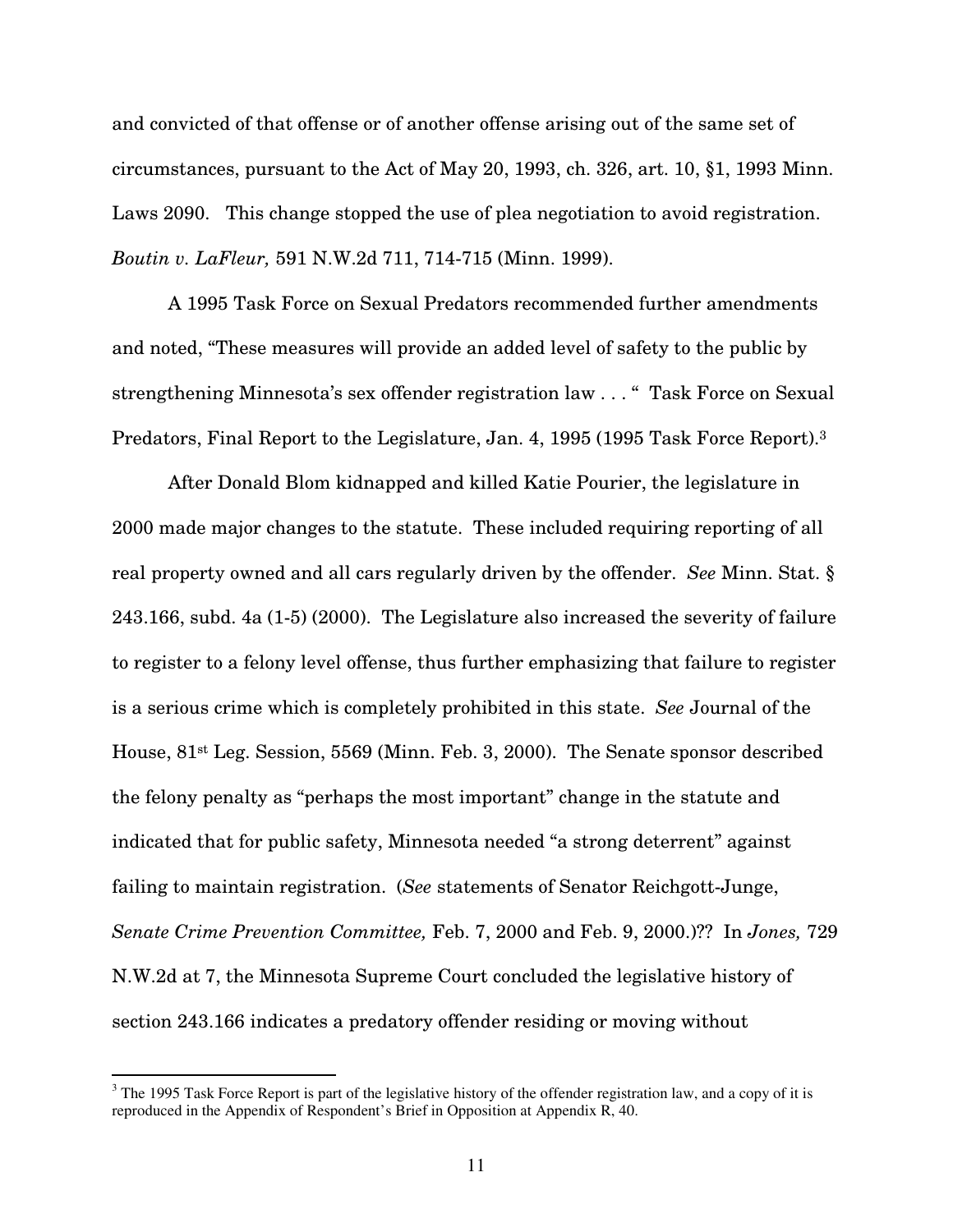and convicted of that offense or of another offense arising out of the same set of circumstances, pursuant to the Act of May 20, 1993, ch. 326, art. 10, §1, 1993 Minn. Laws 2090. This change stopped the use of plea negotiation to avoid registration. *Boutin v. LaFleur,* 591 N.W.2d 711, 714-715 (Minn. 1999).

A 1995 Task Force on Sexual Predators recommended further amendments and noted, "These measures will provide an added level of safety to the public by strengthening Minnesota's sex offender registration law . . . " Task Force on Sexual Predators, Final Report to the Legislature, Jan. 4, 1995 (1995 Task Force Report).[3]

After Donald Blom kidnapped and killed Katie Pourier, the legislature in 2000 made major changes to the statute. These included requiring reporting of all real property owned and all cars regularly driven by the offender. *See* Minn. Stat. § 243.166, subd. 4a (1-5) (2000). The Legislature also increased the severity of failure to register to a felony level offense, thus further emphasizing that failure to register is a serious crime which is completely prohibited in this state. *See* Journal of the House, 81st Leg. Session, 5569 (Minn. Feb. 3, 2000). The Senate sponsor described the felony penalty as "perhaps the most important" change in the statute and indicated that for public safety, Minnesota needed "a strong deterrent" against failing to maintain registration. (*See* statements of Senator Reichgott-Junge, *Senate Crime Prevention Committee,* Feb. 7, 2000 and Feb. 9, 2000.)?? In *Jones,* 729 N.W.2d at 7, the Minnesota Supreme Court concluded the legislative history of section 243.166 indicates a predatory offender residing or moving without

[3] The 1995 Task Force Report is part of the legislative history of the offender registration law, and a copy of it is reproduced in the Appendix of Respondent's Brief in Opposition at Appendix R, 40.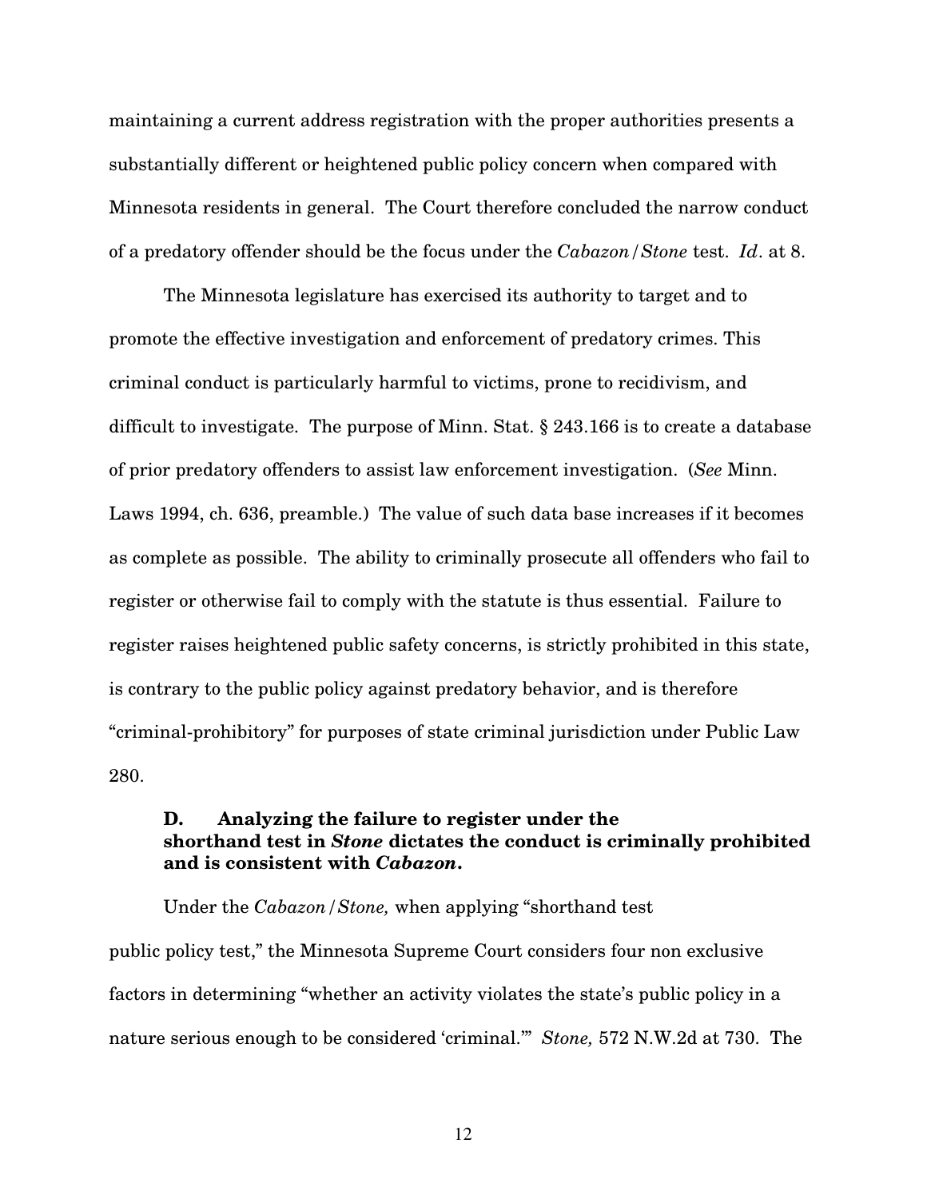maintaining a current address registration with the proper authorities presents a substantially different or heightened public policy concern when compared with Minnesota residents in general. The Court therefore concluded the narrow conduct of a predatory offender should be the focus under the *Cabazon/Stone* test. *Id*. at 8.

The Minnesota legislature has exercised its authority to target and to promote the effective investigation and enforcement of predatory crimes. This criminal conduct is particularly harmful to victims, prone to recidivism, and difficult to investigate. The purpose of Minn. Stat. § 243.166 is to create a database of prior predatory offenders to assist law enforcement investigation. (*See* Minn. Laws 1994, ch. 636, preamble.) The value of such data base increases if it becomes as complete as possible. The ability to criminally prosecute all offenders who fail to register or otherwise fail to comply with the statute is thus essential. Failure to register raises heightened public safety concerns, is strictly prohibited in this state, is contrary to the public policy against predatory behavior, and is therefore "criminal-prohibitory" for purposes of state criminal jurisdiction under Public Law 280.

### D. Analyzing the failure to register under the shorthand test in *Stone* dictates the conduct is criminally prohibited and is consistent with *Cabazon*.

Under the *Cabazon/Stone,* when applying "shorthand test public policy test," the Minnesota Supreme Court considers four non exclusive factors in determining "whether an activity violates the state's public policy in a nature serious enough to be considered 'criminal.'" *Stone,* 572 N.W.2d at 730. The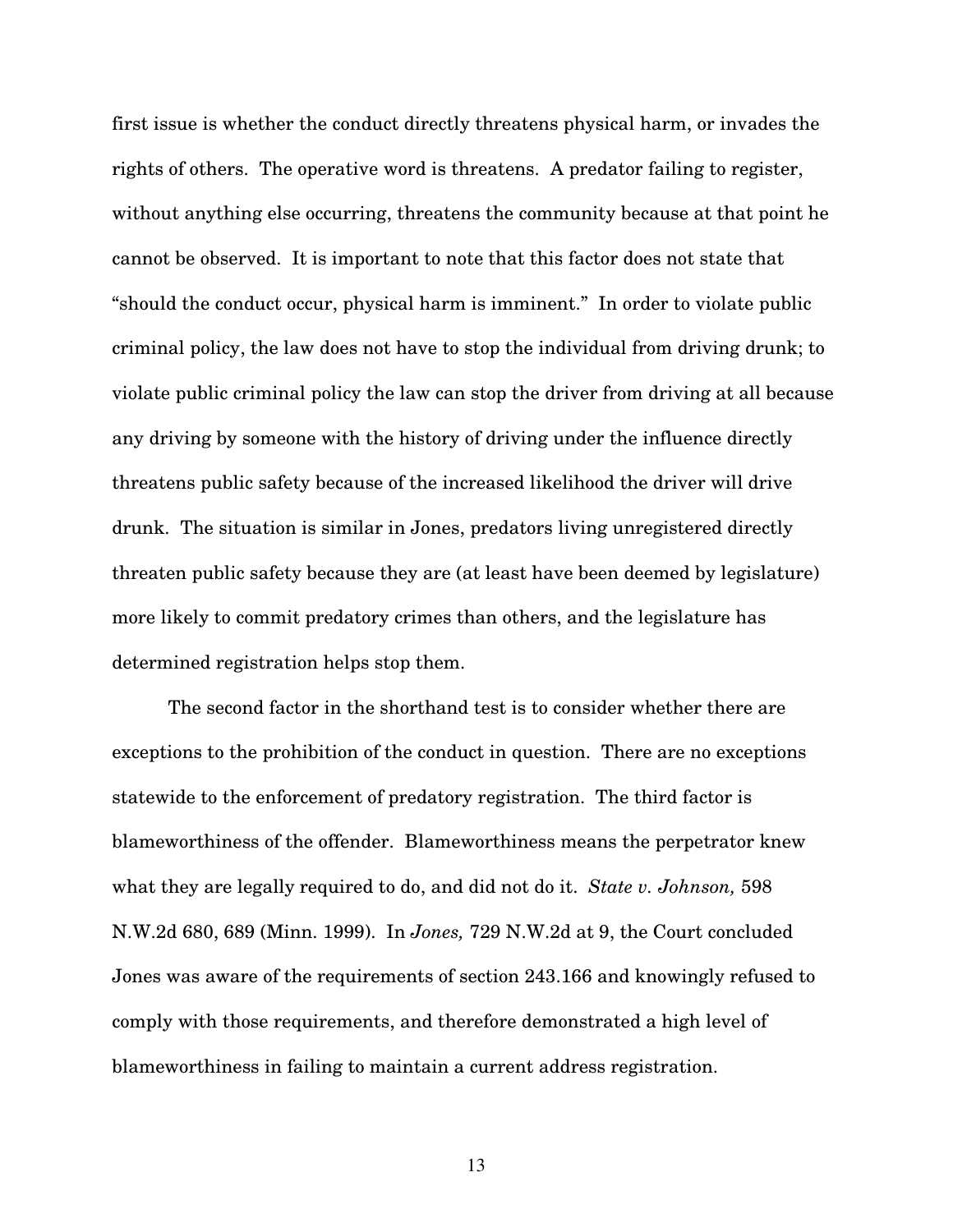first issue is whether the conduct directly threatens physical harm, or invades the rights of others. The operative word is threatens. A predator failing to register, without anything else occurring, threatens the community because at that point he cannot be observed. It is important to note that this factor does not state that "should the conduct occur, physical harm is imminent." In order to violate public criminal policy, the law does not have to stop the individual from driving drunk; to violate public criminal policy the law can stop the driver from driving at all because any driving by someone with the history of driving under the influence directly threatens public safety because of the increased likelihood the driver will drive drunk. The situation is similar in Jones, predators living unregistered directly threaten public safety because they are (at least have been deemed by legislature) more likely to commit predatory crimes than others, and the legislature has determined registration helps stop them.

The second factor in the shorthand test is to consider whether there are exceptions to the prohibition of the conduct in question. There are no exceptions statewide to the enforcement of predatory registration. The third factor is blameworthiness of the offender. Blameworthiness means the perpetrator knew what they are legally required to do, and did not do it. *State v. Johnson,* 598 N.W.2d 680, 689 (Minn. 1999). In *Jones,* 729 N.W.2d at 9, the Court concluded Jones was aware of the requirements of section 243.166 and knowingly refused to comply with those requirements, and therefore demonstrated a high level of blameworthiness in failing to maintain a current address registration.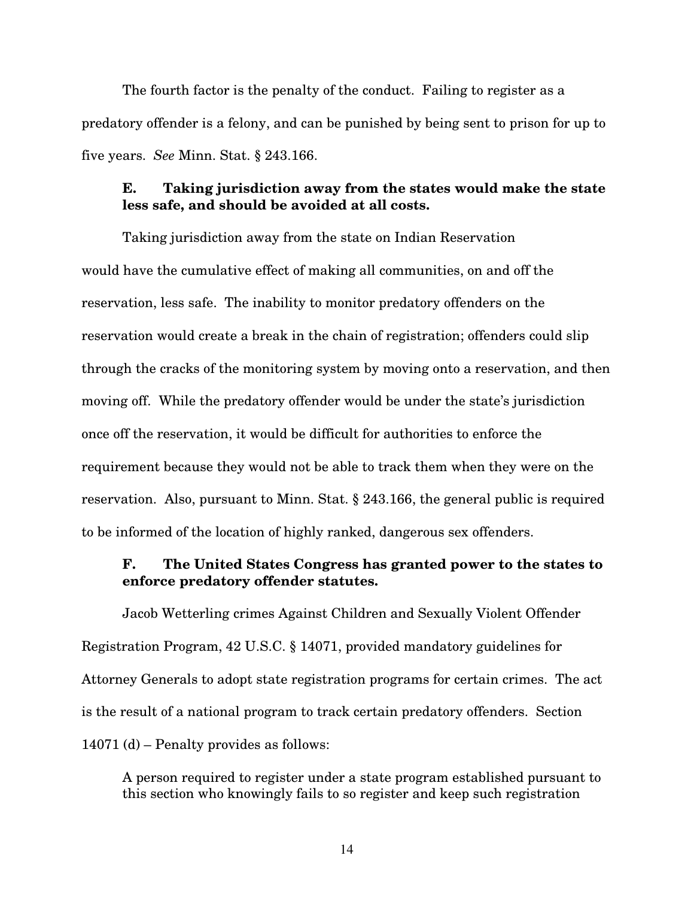The fourth factor is the penalty of the conduct. Failing to register as a predatory offender is a felony, and can be punished by being sent to prison for up to five years. *See* Minn. Stat. § 243.166.

### E. Taking jurisdiction away from the states would make the state less safe, and should be avoided at all costs.

Taking jurisdiction away from the state on Indian Reservation would have the cumulative effect of making all communities, on and off the reservation, less safe. The inability to monitor predatory offenders on the reservation would create a break in the chain of registration; offenders could slip through the cracks of the monitoring system by moving onto a reservation, and then moving off. While the predatory offender would be under the state's jurisdiction once off the reservation, it would be difficult for authorities to enforce the requirement because they would not be able to track them when they were on the reservation. Also, pursuant to Minn. Stat. § 243.166, the general public is required to be informed of the location of highly ranked, dangerous sex offenders.

### F. The United States Congress has granted power to the states to enforce predatory offender statutes.

Jacob Wetterling crimes Against Children and Sexually Violent Offender Registration Program, 42 U.S.C. § 14071, provided mandatory guidelines for Attorney Generals to adopt state registration programs for certain crimes. The act is the result of a national program to track certain predatory offenders. Section 14071 (d) – Penalty provides as follows:

> A person required to register under a state program established pursuant to this section who knowingly fails to so register and keep such registration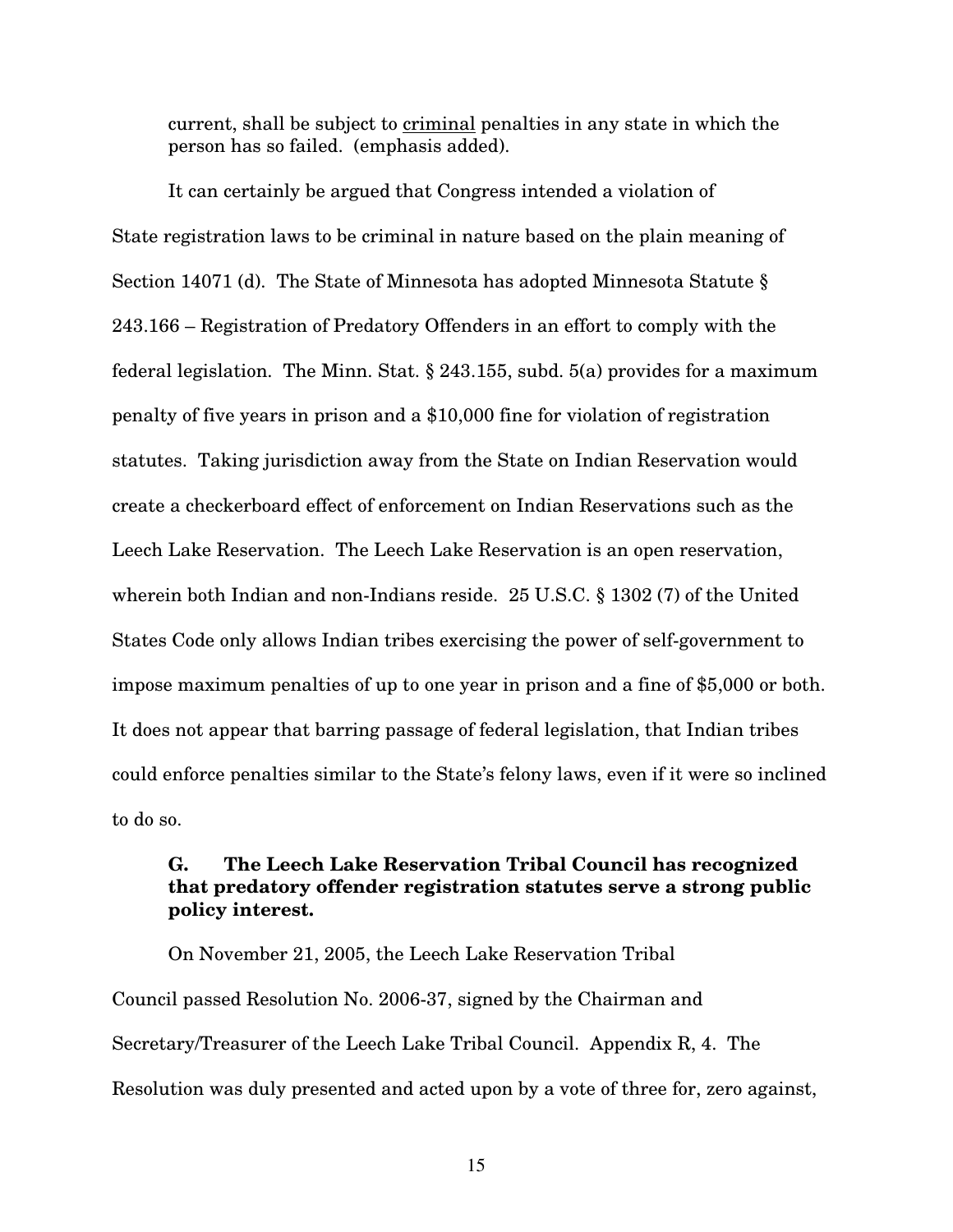current, shall be subject to <u>criminal</u> penalties in any state in which the person has so failed. (emphasis added).

It can certainly be argued that Congress intended a violation of State registration laws to be criminal in nature based on the plain meaning of Section 14071 (d). The State of Minnesota has adopted Minnesota Statute § 243.166 – Registration of Predatory Offenders in an effort to comply with the federal legislation. The Minn. Stat. § 243.155, subd. 5(a) provides for a maximum penalty of five years in prison and a $10,000 fine for violation of registration statutes. Taking jurisdiction away from the State on Indian Reservation would create a checkerboard effect of enforcement on Indian Reservations such as the Leech Lake Reservation. The Leech Lake Reservation is an open reservation, wherein both Indian and non-Indians reside. 25 U.S.C. § 1302 (7) of the United States Code only allows Indian tribes exercising the power of self-government to impose maximum penalties of up to one year in prison and a fine of $5,000 or both. It does not appear that barring passage of federal legislation, that Indian tribes could enforce penalties similar to the State's felony laws, even if it were so inclined to do so.

### G. The Leech Lake Reservation Tribal Council has recognized that predatory offender registration statutes serve a strong public policy interest.

On November 21, 2005, the Leech Lake Reservation Tribal Council passed Resolution No. 2006-37, signed by the Chairman and Secretary/Treasurer of the Leech Lake Tribal Council. Appendix R, 4. The Resolution was duly presented and acted upon by a vote of three for, zero against,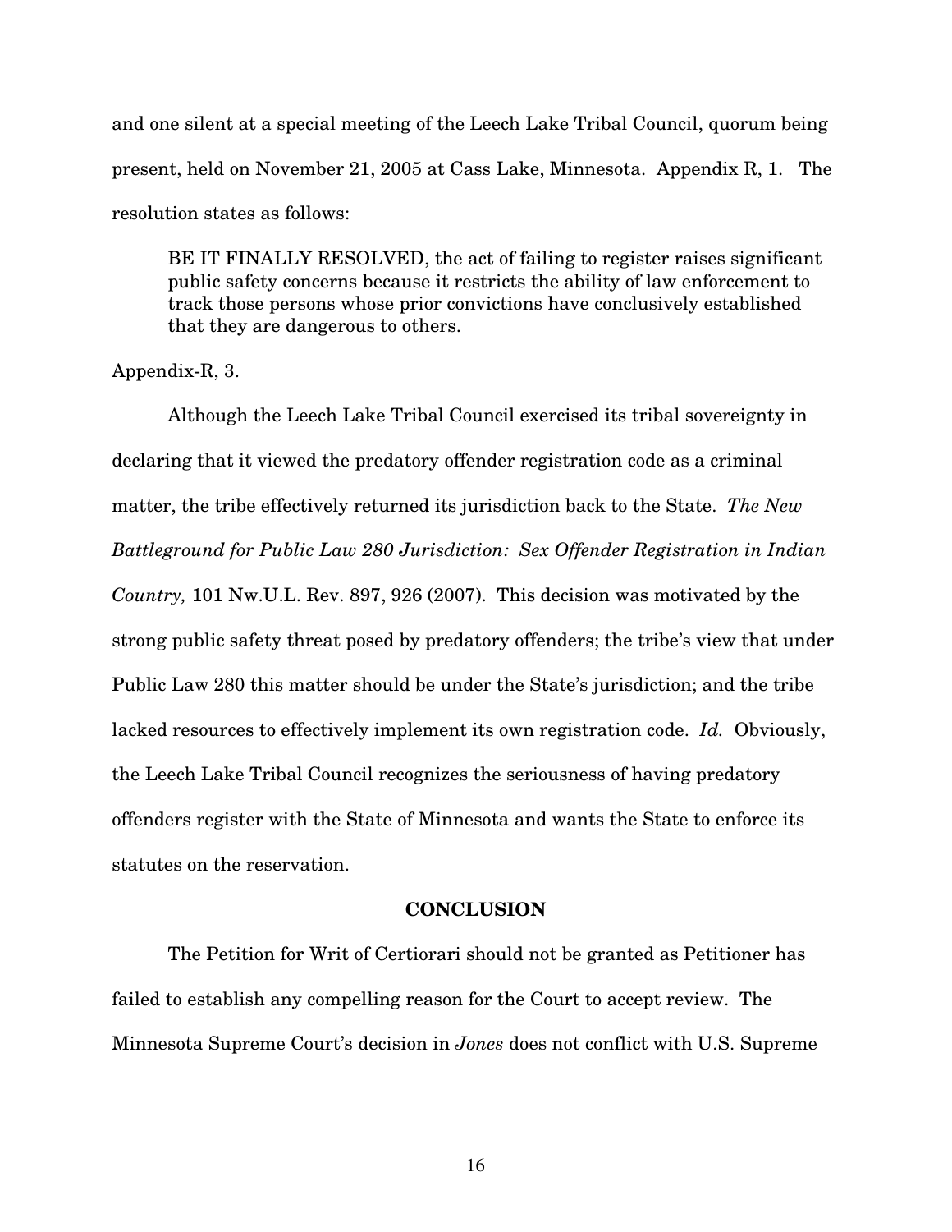and one silent at a special meeting of the Leech Lake Tribal Council, quorum being present, held on November 21, 2005 at Cass Lake, Minnesota. Appendix R, 1. The resolution states as follows:

> BE IT FINALLY RESOLVED, the act of failing to register raises significant public safety concerns because it restricts the ability of law enforcement to track those persons whose prior convictions have conclusively established that they are dangerous to others.

Appendix-R, 3.

Although the Leech Lake Tribal Council exercised its tribal sovereignty in declaring that it viewed the predatory offender registration code as a criminal matter, the tribe effectively returned its jurisdiction back to the State. *The New Battleground for Public Law 280 Jurisdiction: Sex Offender Registration in Indian Country,* 101 Nw.U.L. Rev. 897, 926 (2007). This decision was motivated by the strong public safety threat posed by predatory offenders; the tribe's view that under Public Law 280 this matter should be under the State's jurisdiction; and the tribe lacked resources to effectively implement its own registration code. *Id.* Obviously, the Leech Lake Tribal Council recognizes the seriousness of having predatory offenders register with the State of Minnesota and wants the State to enforce its statutes on the reservation.

## CONCLUSION

The Petition for Writ of Certiorari should not be granted as Petitioner has failed to establish any compelling reason for the Court to accept review. The Minnesota Supreme Court's decision in *Jones* does not conflict with U.S. Supreme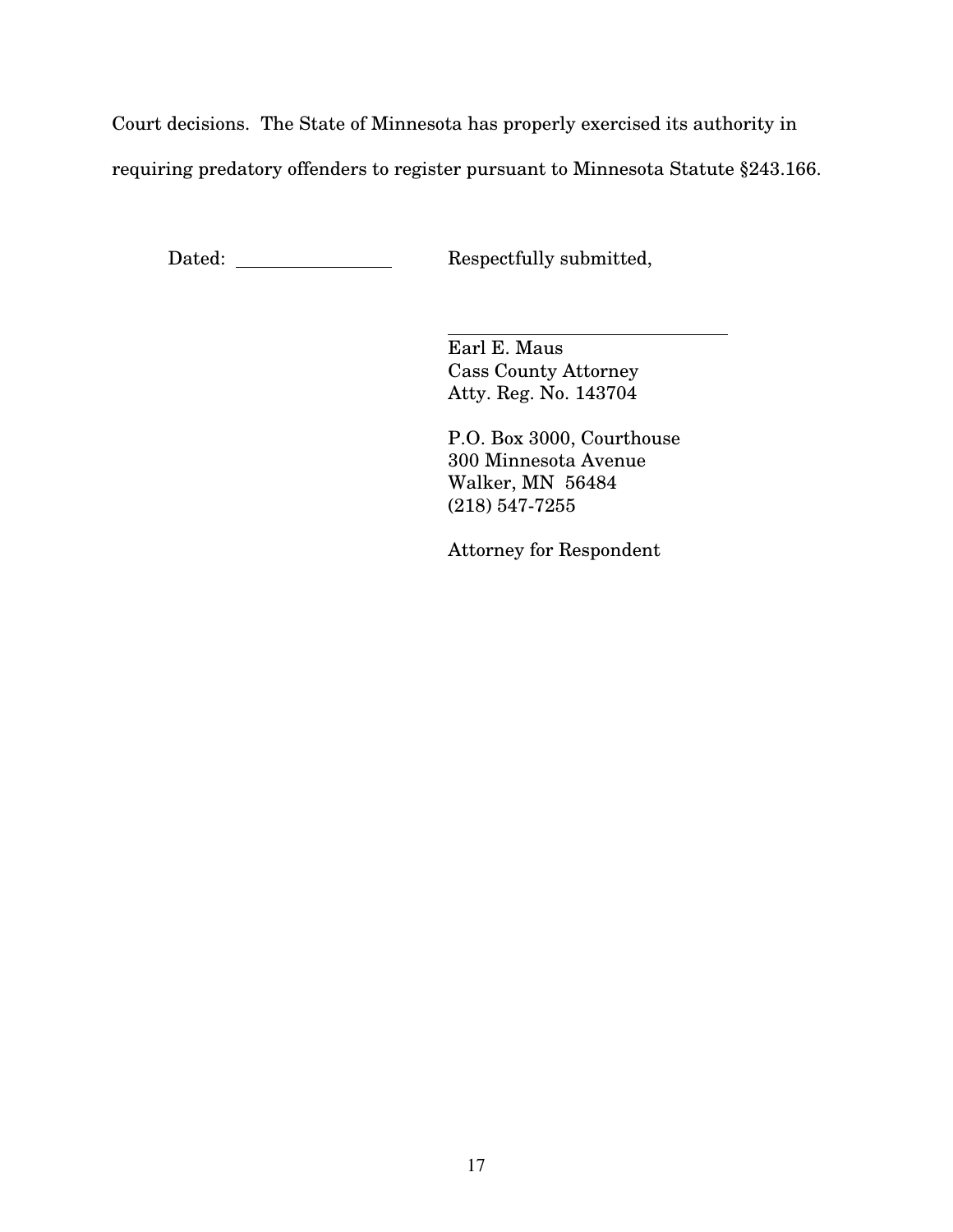Court decisions. The State of Minnesota has properly exercised its authority in requiring predatory offenders to register pursuant to Minnesota Statute §243.166.

Dated: ________________ Respectfully submitted,

______________________________
Earl E. Maus
Cass County Attorney
Atty. Reg. No. 143704

P.O. Box 3000, Courthouse
300 Minnesota Avenue
Walker, MN 56484
(218) 547-7255

Attorney for Respondent